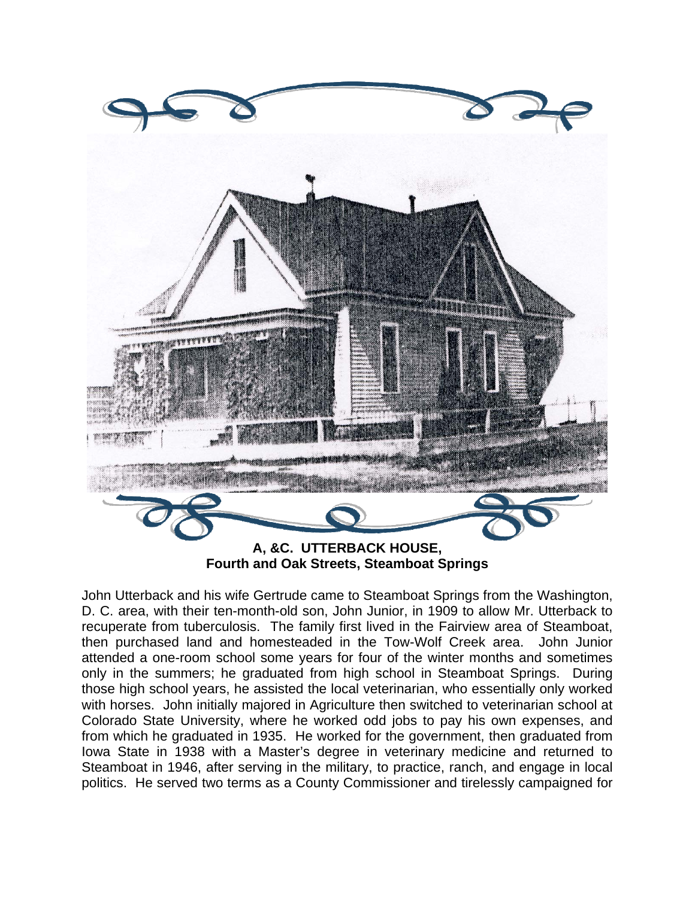**A, &C. UTTERBACK HOUSE,**
**Fourth and Oak Streets, Steamboat Springs**

John Utterback and his wife Gertrude came to Steamboat Springs from the Washington, D. C. area, with their ten-month-old son, John Junior, in 1909 to allow Mr. Utterback to recuperate from tuberculosis. The family first lived in the Fairview area of Steamboat, then purchased land and homesteaded in the Tow-Wolf Creek area. John Junior attended a one-room school some years for four of the winter months and sometimes only in the summers; he graduated from high school in Steamboat Springs. During those high school years, he assisted the local veterinarian, who essentially only worked with horses. John initially majored in Agriculture then switched to veterinarian school at Colorado State University, where he worked odd jobs to pay his own expenses, and from which he graduated in 1935. He worked for the government, then graduated from Iowa State in 1938 with a Master's degree in veterinary medicine and returned to Steamboat in 1946, after serving in the military, to practice, ranch, and engage in local politics. He served two terms as a County Commissioner and tirelessly campaigned for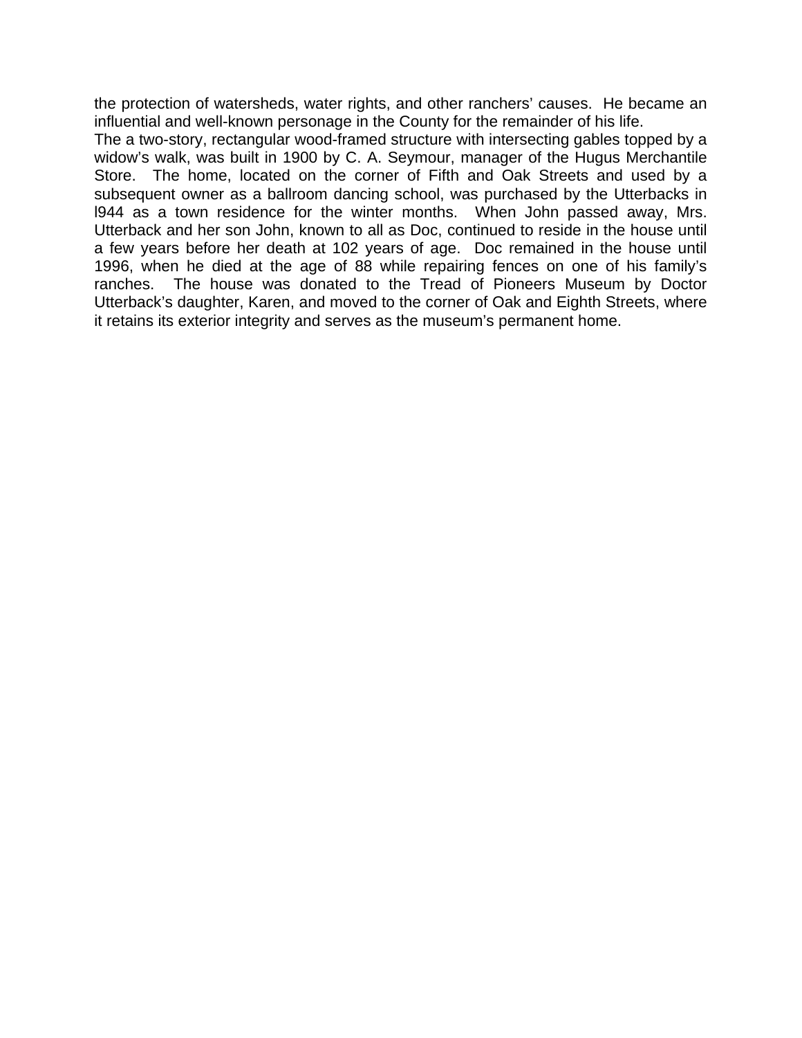the protection of watersheds, water rights, and other ranchers' causes. He became an influential and well-known personage in the County for the remainder of his life.

The a two-story, rectangular wood-framed structure with intersecting gables topped by a widow's walk, was built in 1900 by C. A. Seymour, manager of the Hugus Merchantile Store. The home, located on the corner of Fifth and Oak Streets and used by a subsequent owner as a ballroom dancing school, was purchased by the Utterbacks in l944 as a town residence for the winter months. When John passed away, Mrs. Utterback and her son John, known to all as Doc, continued to reside in the house until a few years before her death at 102 years of age. Doc remained in the house until 1996, when he died at the age of 88 while repairing fences on one of his family's ranches. The house was donated to the Tread of Pioneers Museum by Doctor Utterback's daughter, Karen, and moved to the corner of Oak and Eighth Streets, where it retains its exterior integrity and serves as the museum's permanent home.